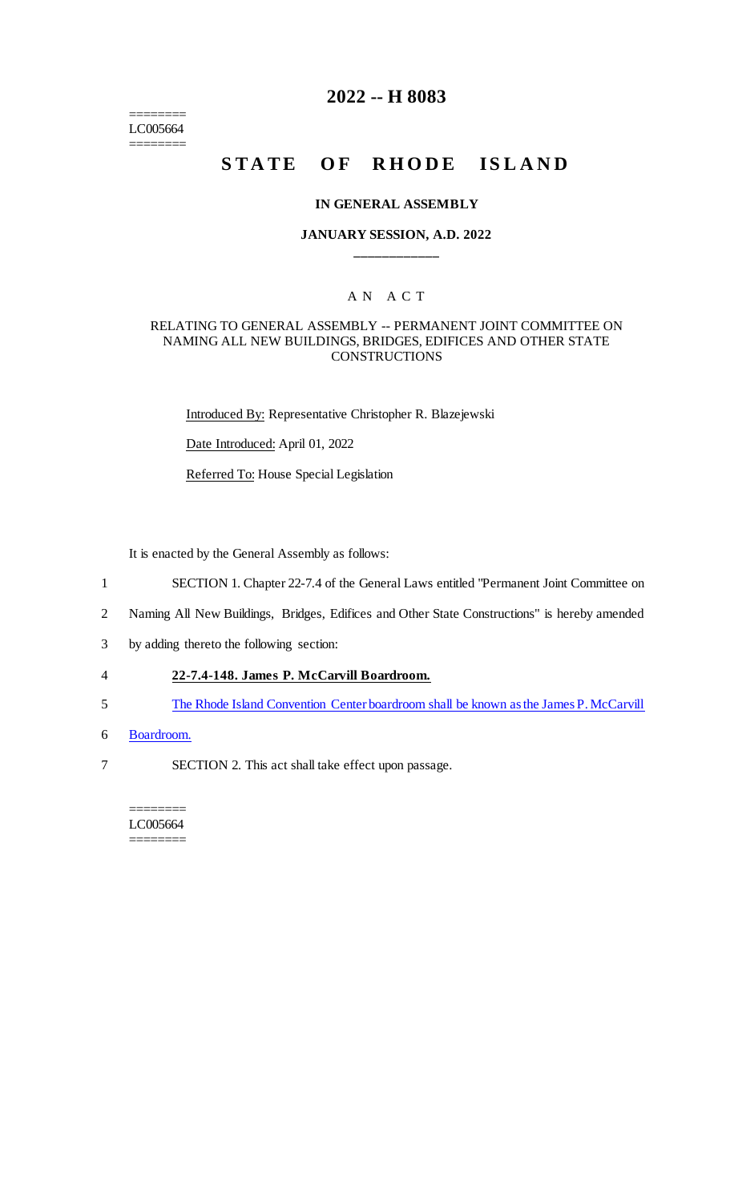========
LC005664
========

# 2022 -- H 8083

# STATE OF RHODE ISLAND

### IN GENERAL ASSEMBLY

### JANUARY SESSION, A.D. 2022

____________

A N A C T

RELATING TO GENERAL ASSEMBLY -- PERMANENT JOINT COMMITTEE ON NAMING ALL NEW BUILDINGS, BRIDGES, EDIFICES AND OTHER STATE CONSTRUCTIONS

Introduced By: Representative Christopher R. Blazejewski

Date Introduced: April 01, 2022

Referred To: House Special Legislation

It is enacted by the General Assembly as follows:

1 SECTION 1. Chapter 22-7.4 of the General Laws entitled "Permanent Joint Committee on
2 Naming All New Buildings, Bridges, Edifices and Other State Constructions" is hereby amended
3 by adding thereto the following section:

4 **22-7.4-148. James P. McCarvill Boardroom.**

5 The Rhode Island Convention Center boardroom shall be known as the James P. McCarvill
6 Boardroom.

7 SECTION 2. This act shall take effect upon passage.

========
LC005664
========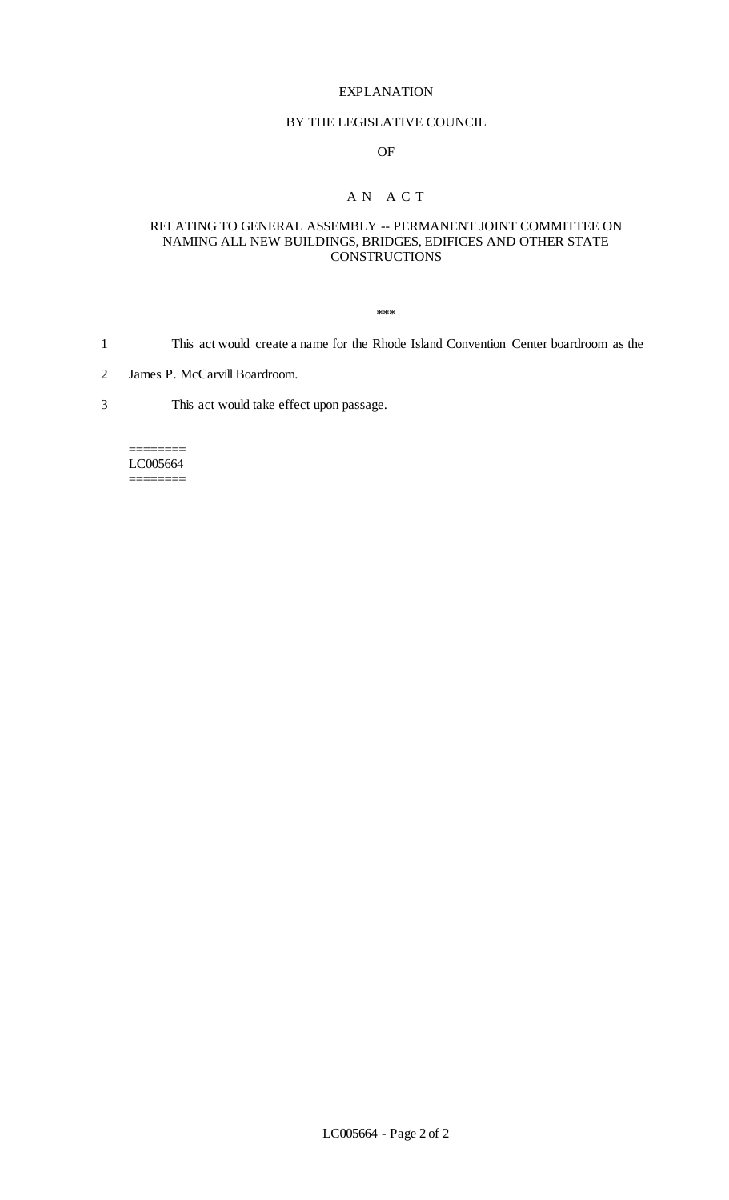EXPLANATION

BY THE LEGISLATIVE COUNCIL

OF

A N A C T

RELATING TO GENERAL ASSEMBLY -- PERMANENT JOINT COMMITTEE ON NAMING ALL NEW BUILDINGS, BRIDGES, EDIFICES AND OTHER STATE CONSTRUCTIONS

\*\*\*

1 This act would create a name for the Rhode Island Convention Center boardroom as the

2 James P. McCarvill Boardroom.

3 This act would take effect upon passage.

========
LC005664
========